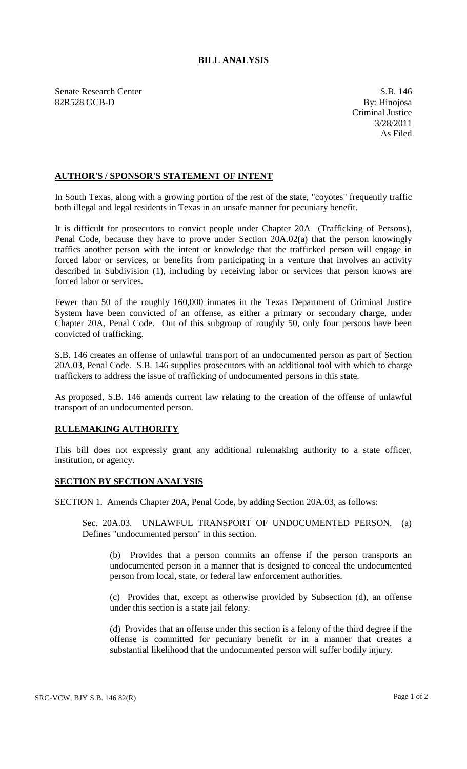# BILL ANALYSIS

Senate Research Center
82R528 GCB-D

S.B. 146
By: Hinojosa
Criminal Justice
3/28/2011
As Filed

## AUTHOR'S / SPONSOR'S STATEMENT OF INTENT

In South Texas, along with a growing portion of the rest of the state, "coyotes" frequently traffic both illegal and legal residents in Texas in an unsafe manner for pecuniary benefit.

It is difficult for prosecutors to convict people under Chapter 20A (Trafficking of Persons), Penal Code, because they have to prove under Section 20A.02(a) that the person knowingly traffics another person with the intent or knowledge that the trafficked person will engage in forced labor or services, or benefits from participating in a venture that involves an activity described in Subdivision (1), including by receiving labor or services that person knows are forced labor or services.

Fewer than 50 of the roughly 160,000 inmates in the Texas Department of Criminal Justice System have been convicted of an offense, as either a primary or secondary charge, under Chapter 20A, Penal Code. Out of this subgroup of roughly 50, only four persons have been convicted of trafficking.

S.B. 146 creates an offense of unlawful transport of an undocumented person as part of Section 20A.03, Penal Code. S.B. 146 supplies prosecutors with an additional tool with which to charge traffickers to address the issue of trafficking of undocumented persons in this state.

As proposed, S.B. 146 amends current law relating to the creation of the offense of unlawful transport of an undocumented person.

## RULEMAKING AUTHORITY

This bill does not expressly grant any additional rulemaking authority to a state officer, institution, or agency.

## SECTION BY SECTION ANALYSIS

SECTION 1. Amends Chapter 20A, Penal Code, by adding Section 20A.03, as follows:

Sec. 20A.03. UNLAWFUL TRANSPORT OF UNDOCUMENTED PERSON. (a) Defines "undocumented person" in this section.

(b) Provides that a person commits an offense if the person transports an undocumented person in a manner that is designed to conceal the undocumented person from local, state, or federal law enforcement authorities.

(c) Provides that, except as otherwise provided by Subsection (d), an offense under this section is a state jail felony.

(d) Provides that an offense under this section is a felony of the third degree if the offense is committed for pecuniary benefit or in a manner that creates a substantial likelihood that the undocumented person will suffer bodily injury.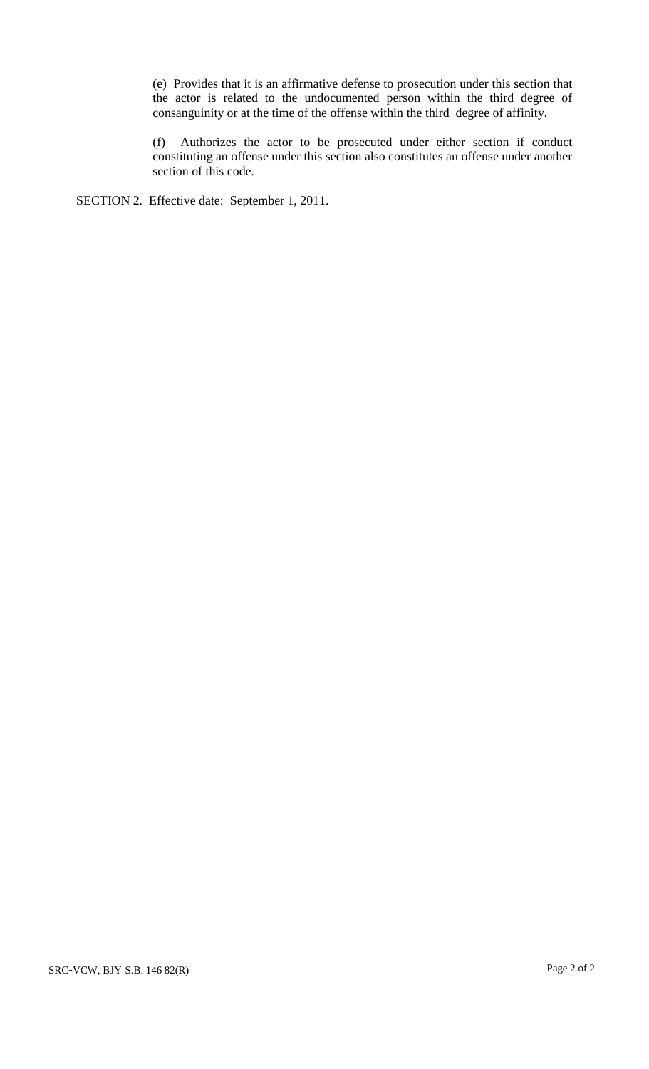(e) Provides that it is an affirmative defense to prosecution under this section that the actor is related to the undocumented person within the third degree of consanguinity or at the time of the offense within the third degree of affinity.

(f) Authorizes the actor to be prosecuted under either section if conduct constituting an offense under this section also constitutes an offense under another section of this code.

SECTION 2. Effective date: September 1, 2011.